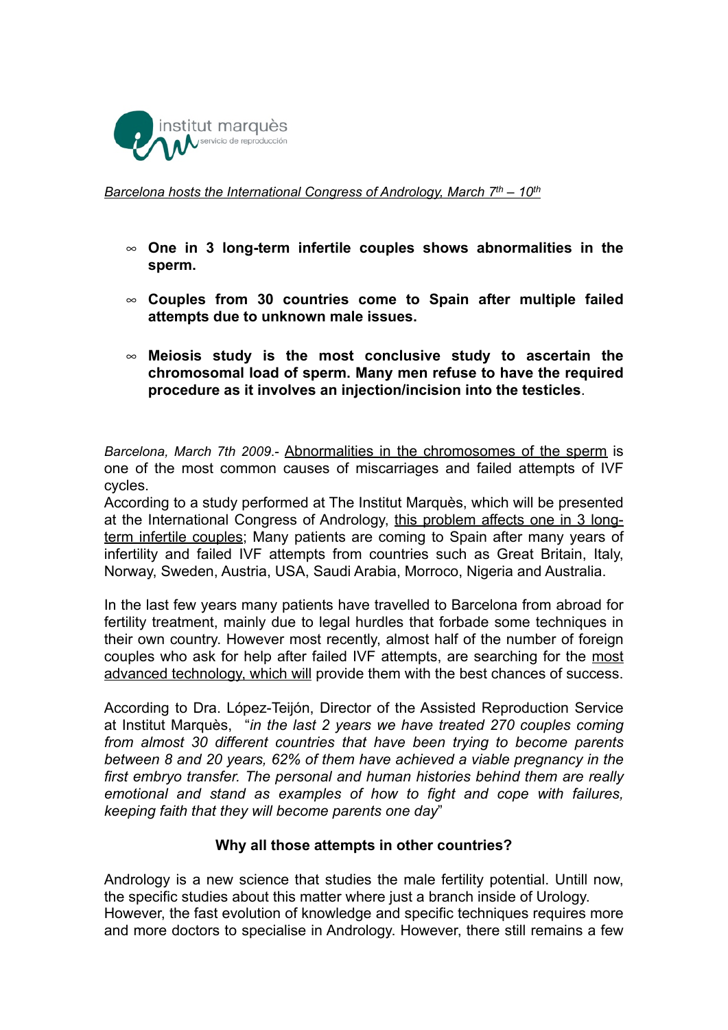*<u>Barcelona hosts the International Congress of Andrology, March 7th – 10th</u>*

- **One in 3 long-term infertile couples shows abnormalities in the sperm.**
- **Couples from 30 countries come to Spain after multiple failed attempts due to unknown male issues.**
- **Meiosis study is the most conclusive study to ascertain the chromosomal load of sperm. Many men refuse to have the required procedure as it involves an injection/incision into the testicles**.

*Barcelona, March 7th 2009*.- <u>Abnormalities in the chromosomes of the sperm</u> is one of the most common causes of miscarriages and failed attempts of IVF cycles.

According to a study performed at The Institut Marquès, which will be presented at the International Congress of Andrology, <u>this problem affects one in 3 long-term infertile couples</u>; Many patients are coming to Spain after many years of infertility and failed IVF attempts from countries such as Great Britain, Italy, Norway, Sweden, Austria, USA, Saudi Arabia, Morroco, Nigeria and Australia.

In the last few years many patients have travelled to Barcelona from abroad for fertility treatment, mainly due to legal hurdles that forbade some techniques in their own country. However most recently, almost half of the number of foreign couples who ask for help after failed IVF attempts, are searching for the <u>most advanced technology, which will</u> provide them with the best chances of success.

According to Dra. López-Teijón, Director of the Assisted Reproduction Service at Institut Marquès, "*in the last 2 years we have treated 270 couples coming from almost 30 different countries that have been trying to become parents between 8 and 20 years, 62% of them have achieved a viable pregnancy in the first embryo transfer. The personal and human histories behind them are really emotional and stand as examples of how to fight and cope with failures, keeping faith that they will become parents one day*"

## Why all those attempts in other countries?

Andrology is a new science that studies the male fertility potential. Untill now, the specific studies about this matter where just a branch inside of Urology.

However, the fast evolution of knowledge and specific techniques requires more and more doctors to specialise in Andrology. However, there still remains a few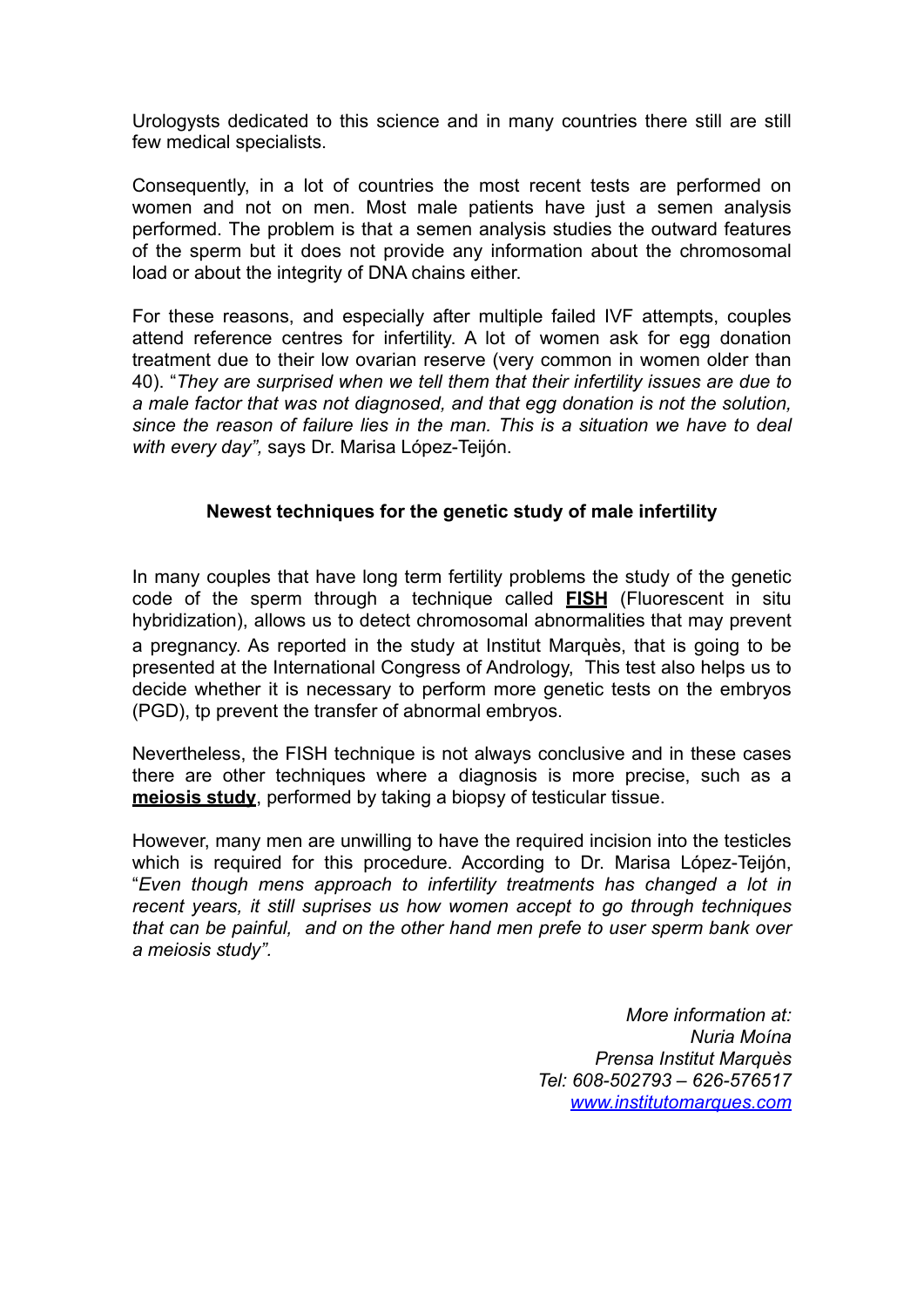Urologysts dedicated to this science and in many countries there still are still few medical specialists.

Consequently, in a lot of countries the most recent tests are performed on women and not on men. Most male patients have just a semen analysis performed. The problem is that a semen analysis studies the outward features of the sperm but it does not provide any information about the chromosomal load or about the integrity of DNA chains either.

For these reasons, and especially after multiple failed IVF attempts, couples attend reference centres for infertility. A lot of women ask for egg donation treatment due to their low ovarian reserve (very common in women older than 40). "*They are surprised when we tell them that their infertility issues are due to a male factor that was not diagnosed, and that egg donation is not the solution, since the reason of failure lies in the man. This is a situation we have to deal with every day",* says Dr. Marisa López-Teijón.

**Newest techniques for the genetic study of male infertility**

In many couples that have long term fertility problems the study of the genetic code of the sperm through a technique called **FISH** (Fluorescent in situ hybridization), allows us to detect chromosomal abnormalities that may prevent a pregnancy. As reported in the study at Institut Marquès, that is going to be presented at the International Congress of Andrology, This test also helps us to decide whether it is necessary to perform more genetic tests on the embryos (PGD), tp prevent the transfer of abnormal embryos.

Nevertheless, the FISH technique is not always conclusive and in these cases there are other techniques where a diagnosis is more precise, such as a **meiosis study**, performed by taking a biopsy of testicular tissue.

However, many men are unwilling to have the required incision into the testicles which is required for this procedure. According to Dr. Marisa López-Teijón, "*Even though mens approach to infertility treatments has changed a lot in recent years, it still suprises us how women accept to go through techniques that can be painful, and on the other hand men prefe to user sperm bank over a meiosis study".*

*More information at:*
*Nuria Moína*
*Prensa Institut Marquès*
*Tel: 608-502793 – 626-576517*
*www.institutomarques.com*